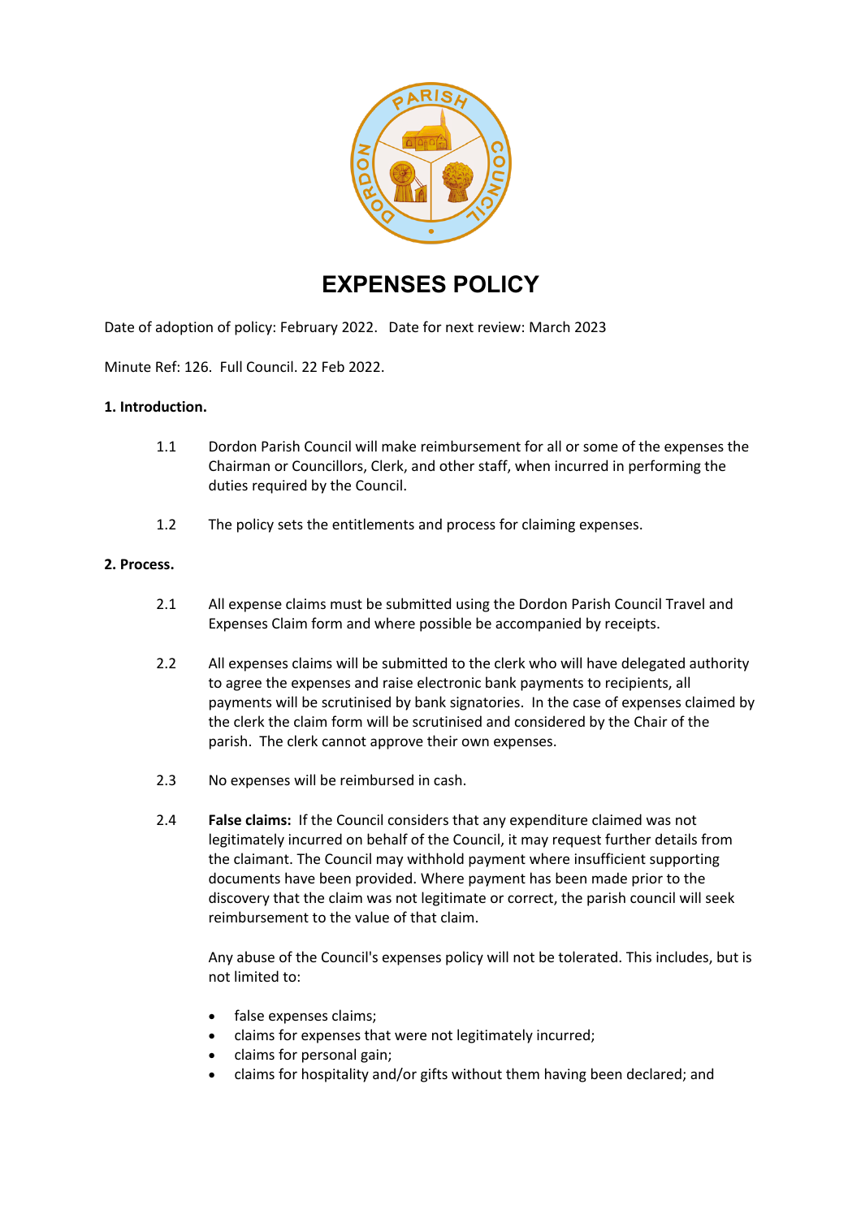# EXPENSES POLICY

Date of adoption of policy: February 2022. Date for next review: March 2023

Minute Ref: 126. Full Council. 22 Feb 2022.

**1. Introduction.**

1.1 Dordon Parish Council will make reimbursement for all or some of the expenses the Chairman or Councillors, Clerk, and other staff, when incurred in performing the duties required by the Council.

1.2 The policy sets the entitlements and process for claiming expenses.

**2. Process.**

2.1 All expense claims must be submitted using the Dordon Parish Council Travel and Expenses Claim form and where possible be accompanied by receipts.

2.2 All expenses claims will be submitted to the clerk who will have delegated authority to agree the expenses and raise electronic bank payments to recipients, all payments will be scrutinised by bank signatories. In the case of expenses claimed by the clerk the claim form will be scrutinised and considered by the Chair of the parish. The clerk cannot approve their own expenses.

2.3 No expenses will be reimbursed in cash.

2.4 **False claims:** If the Council considers that any expenditure claimed was not legitimately incurred on behalf of the Council, it may request further details from the claimant. The Council may withhold payment where insufficient supporting documents have been provided. Where payment has been made prior to the discovery that the claim was not legitimate or correct, the parish council will seek reimbursement to the value of that claim.

Any abuse of the Council's expenses policy will not be tolerated. This includes, but is not limited to:

- false expenses claims;
- claims for expenses that were not legitimately incurred;
- claims for personal gain;
- claims for hospitality and/or gifts without them having been declared; and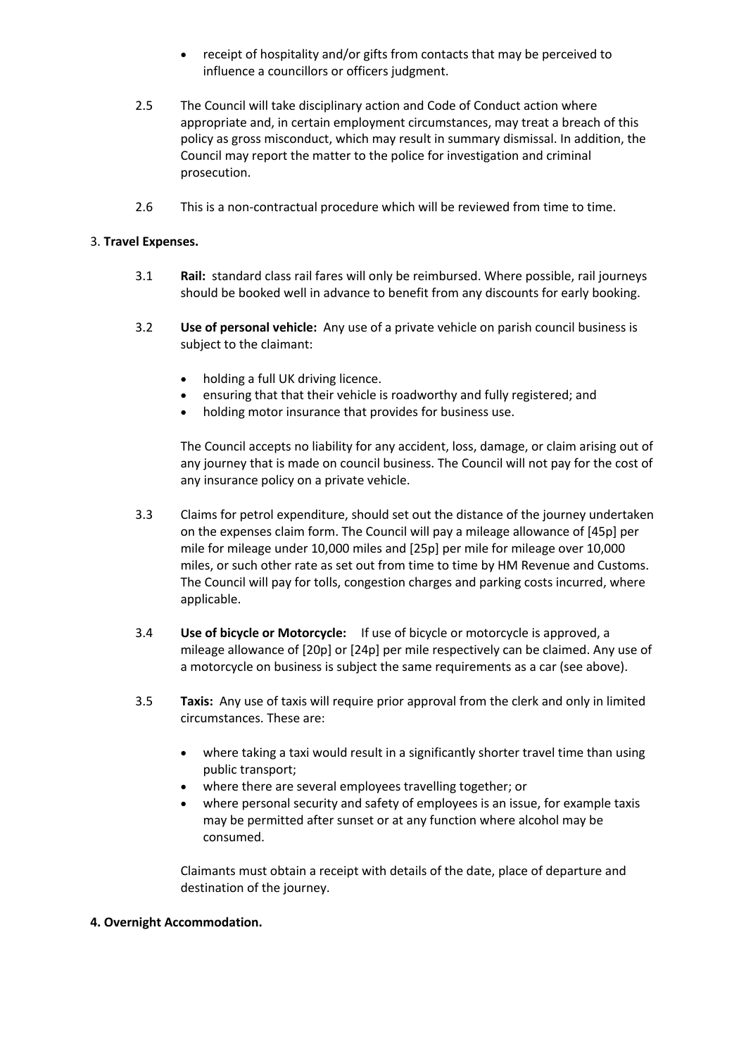- receipt of hospitality and/or gifts from contacts that may be perceived to influence a councillors or officers judgment.

2.5 The Council will take disciplinary action and Code of Conduct action where appropriate and, in certain employment circumstances, may treat a breach of this policy as gross misconduct, which may result in summary dismissal. In addition, the Council may report the matter to the police for investigation and criminal prosecution.

2.6 This is a non-contractual procedure which will be reviewed from time to time.

3. **Travel Expenses.**

3.1 **Rail:** standard class rail fares will only be reimbursed. Where possible, rail journeys should be booked well in advance to benefit from any discounts for early booking.

3.2 **Use of personal vehicle:** Any use of a private vehicle on parish council business is subject to the claimant:

- holding a full UK driving licence.
- ensuring that that their vehicle is roadworthy and fully registered; and
- holding motor insurance that provides for business use.

The Council accepts no liability for any accident, loss, damage, or claim arising out of any journey that is made on council business. The Council will not pay for the cost of any insurance policy on a private vehicle.

3.3 Claims for petrol expenditure, should set out the distance of the journey undertaken on the expenses claim form. The Council will pay a mileage allowance of [45p] per mile for mileage under 10,000 miles and [25p] per mile for mileage over 10,000 miles, or such other rate as set out from time to time by HM Revenue and Customs. The Council will pay for tolls, congestion charges and parking costs incurred, where applicable.

3.4 **Use of bicycle or Motorcycle:** If use of bicycle or motorcycle is approved, a mileage allowance of [20p] or [24p] per mile respectively can be claimed. Any use of a motorcycle on business is subject the same requirements as a car (see above).

3.5 **Taxis:** Any use of taxis will require prior approval from the clerk and only in limited circumstances. These are:

- where taking a taxi would result in a significantly shorter travel time than using public transport;
- where there are several employees travelling together; or
- where personal security and safety of employees is an issue, for example taxis may be permitted after sunset or at any function where alcohol may be consumed.

Claimants must obtain a receipt with details of the date, place of departure and destination of the journey.

**4. Overnight Accommodation.**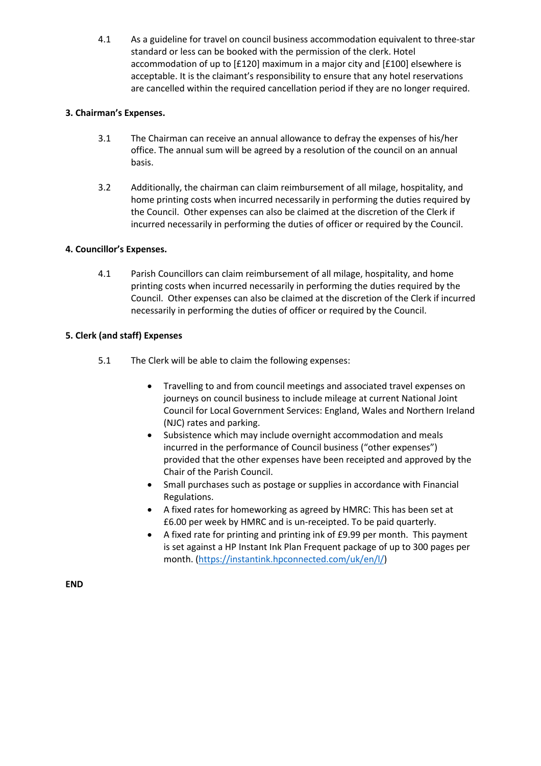4.1 As a guideline for travel on council business accommodation equivalent to three-star standard or less can be booked with the permission of the clerk. Hotel accommodation of up to [£120] maximum in a major city and [£100] elsewhere is acceptable. It is the claimant's responsibility to ensure that any hotel reservations are cancelled within the required cancellation period if they are no longer required.

**3. Chairman's Expenses.**

3.1 The Chairman can receive an annual allowance to defray the expenses of his/her office. The annual sum will be agreed by a resolution of the council on an annual basis.

3.2 Additionally, the chairman can claim reimbursement of all milage, hospitality, and home printing costs when incurred necessarily in performing the duties required by the Council. Other expenses can also be claimed at the discretion of the Clerk if incurred necessarily in performing the duties of officer or required by the Council.

**4. Councillor's Expenses.**

4.1 Parish Councillors can claim reimbursement of all milage, hospitality, and home printing costs when incurred necessarily in performing the duties required by the Council. Other expenses can also be claimed at the discretion of the Clerk if incurred necessarily in performing the duties of officer or required by the Council.

**5. Clerk (and staff) Expenses**

5.1 The Clerk will be able to claim the following expenses:

- Travelling to and from council meetings and associated travel expenses on journeys on council business to include mileage at current National Joint Council for Local Government Services: England, Wales and Northern Ireland (NJC) rates and parking.
- Subsistence which may include overnight accommodation and meals incurred in the performance of Council business ("other expenses") provided that the other expenses have been receipted and approved by the Chair of the Parish Council.
- Small purchases such as postage or supplies in accordance with Financial Regulations.
- A fixed rates for homeworking as agreed by HMRC: This has been set at £6.00 per week by HMRC and is un-receipted. To be paid quarterly.
- A fixed rate for printing and printing ink of £9.99 per month. This payment is set against a HP Instant Ink Plan Frequent package of up to 300 pages per month. (https://instantink.hpconnected.com/uk/en/l/)

**END**